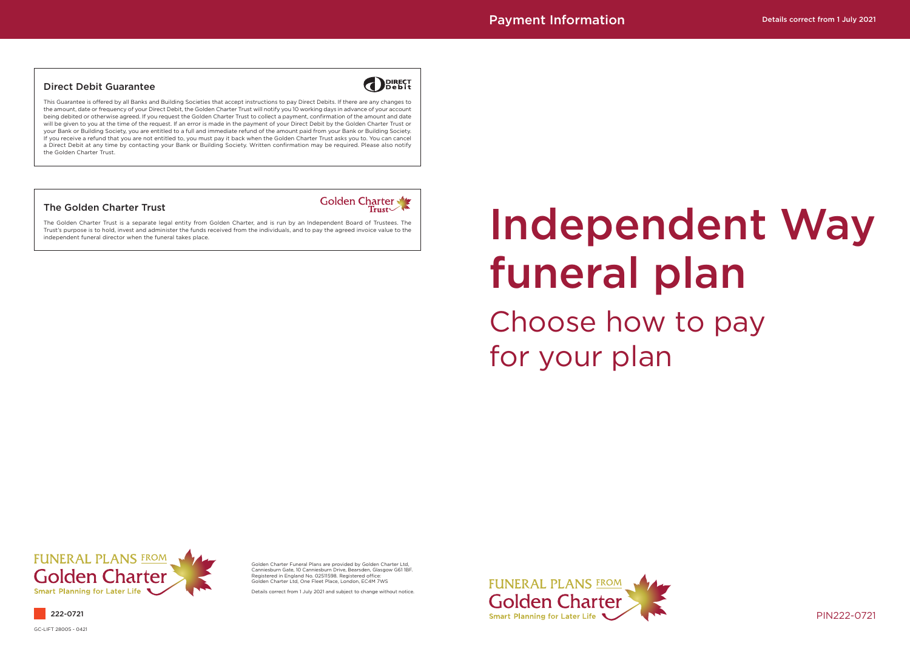## Direct Debit Guarantee

This Guarantee is offered by all Banks and Building Societies that accept instructions to pay Direct Debits. If there are any changes to the amount, date or frequency of your Direct Debit, the Golden Charter Trust will notify you 10 working days in advance of your account being debited or otherwise agreed. If you request the Golden Charter Trust to collect a payment, confirmation of the amount and date will be given to you at the time of the request. If an error is made in the payment of your Direct Debit by the Golden Charter Trust or your Bank or Building Society, you are entitled to a full and immediate refund of the amount paid from your Bank or Building Society. If you receive a refund that you are not entitled to, you must pay it back when the Golden Charter Trust asks you to. You can cancel a Direct Debit at any time by contacting your Bank or Building Society. Written confirmation may be required. Please also notify the Golden Charter Trust.

## The Golden Charter Trust

The Golden Charter Trust is a separate legal entity from Golden Charter, and is run by an Independent Board of Trustees. The Trust's purpose is to hold, invest and administer the funds received from the individuals, and to pay the agreed invoice value to the independent funeral director when the funeral takes place.

FUNERAL PLANS FROM Golden Charter
Smart Planning for Later Life

222-0721

GC-LIFT 28005 - 0421

Golden Charter Funeral Plans are provided by Golden Charter Ltd, Canniesburn Gate, 10 Canniesburn Drive, Bearsden, Glasgow G61 1BF. Registered in England No. 02511598. Registered office: Golden Charter Ltd, One Fleet Place, London, EC4M 7WS

Details correct from 1 July 2021 and subject to change without notice.

Payment Information

Details correct from 1 July 2021

# Independent Way funeral plan

## Choose how to pay for your plan

FUNERAL PLANS FROM Golden Charter
Smart Planning for Later Life

PIN222-0721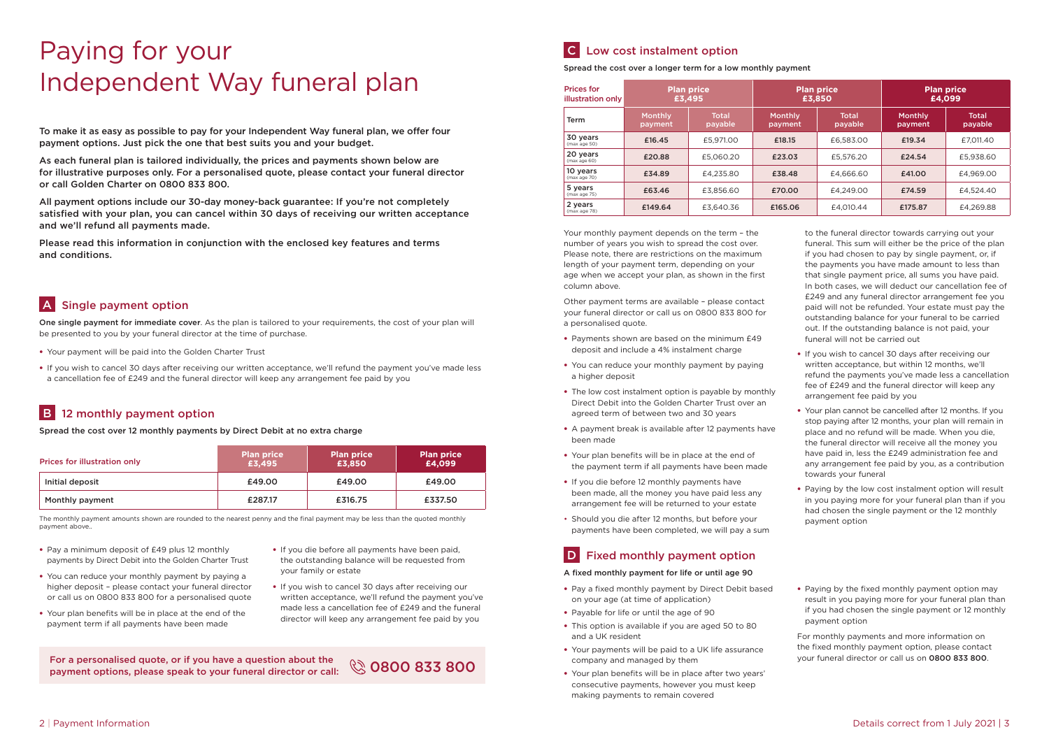# Paying for your Independent Way funeral plan

**To make it as easy as possible to pay for your Independent Way funeral plan, we offer four payment options. Just pick the one that best suits you and your budget.**

**As each funeral plan is tailored individually, the prices and payments shown below are for illustrative purposes only. For a personalised quote, please contact your funeral director or call Golden Charter on 0800 833 800.**

**All payment options include our 30-day money-back guarantee: If you're not completely satisfied with your plan, you can cancel within 30 days of receiving our written acceptance and we'll refund all payments made.**

**Please read this information in conjunction with the enclosed key features and terms and conditions.**

## A Single payment option

**One single payment for immediate cover**. As the plan is tailored to your requirements, the cost of your plan will be presented to you by your funeral director at the time of purchase.

- Your payment will be paid into the Golden Charter Trust
- If you wish to cancel 30 days after receiving our written acceptance, we'll refund the payment you've made less a cancellation fee of £249 and the funeral director will keep any arrangement fee paid by you

## B 12 monthly payment option

**Spread the cost over 12 monthly payments by Direct Debit at no extra charge**

| Prices for illustration only | Plan price £3,495 | Plan price £3,850 | Plan price £4,099 |
|---|---|---|---|
| Initial deposit | £49.00 | £49.00 | £49.00 |
| Monthly payment | £287.17 | £316.75 | £337.50 |

The monthly payment amounts shown are rounded to the nearest penny and the final payment may be less than the quoted monthly payment above..

- Pay a minimum deposit of £49 plus 12 monthly payments by Direct Debit into the Golden Charter Trust
- You can reduce your monthly payment by paying a higher deposit – please contact your funeral director or call us on 0800 833 800 for a personalised quote
- Your plan benefits will be in place at the end of the payment term if all payments have been made
- If you die before all payments have been paid, the outstanding balance will be requested from your family or estate
- If you wish to cancel 30 days after receiving our written acceptance, we'll refund the payment you've made less a cancellation fee of £249 and the funeral director will keep any arrangement fee paid by you

**For a personalised quote, or if you have a question about the payment options, please speak to your funeral director or call: 0800 833 800**

## C Low cost instalment option

**Spread the cost over a longer term for a low monthly payment**

| Prices for illustration only | Plan price £3,495 | | Plan price £3,850 | | Plan price £4,099 | |
|---|---|---|---|---|---|---|
| Term | Monthly payment | Total payable | Monthly payment | Total payable | Monthly payment | Total payable |
| 30 years (max age 50) | £16.45 | £5,971.00 | £18.15 | £6,583.00 | £19.34 | £7,011.40 |
| 20 years (max age 60) | £20.88 | £5,060.20 | £23.03 | £5,576.20 | £24.54 | £5,938.60 |
| 10 years (max age 70) | £34.89 | £4,235.80 | £38.48 | £4,666.60 | £41.00 | £4,969.00 |
| 5 years (max age 75) | £63.46 | £3,856.60 | £70.00 | £4,249.00 | £74.59 | £4,524.40 |
| 2 years (max age 78) | £149.64 | £3,640.36 | £165.06 | £4,010.44 | £175.87 | £4,269.88 |

Your monthly payment depends on the term – the number of years you wish to spread the cost over. Please note, there are restrictions on the maximum length of your payment term, depending on your age when we accept your plan, as shown in the first column above.

Other payment terms are available – please contact your funeral director or call us on 0800 833 800 for a personalised quote.

- Payments shown are based on the minimum £49 deposit and include a 4% instalment charge
- You can reduce your monthly payment by paying a higher deposit
- The low cost instalment option is payable by monthly Direct Debit into the Golden Charter Trust over an agreed term of between two and 30 years
- A payment break is available after 12 payments have been made
- Your plan benefits will be in place at the end of the payment term if all payments have been made
- If you die before 12 monthly payments have been made, all the money you have paid less any arrangement fee will be returned to your estate
- Should you die after 12 months, but before your payments have been completed, we will pay a sum to the funeral director towards carrying out your funeral. This sum will either be the price of the plan if you had chosen to pay by single payment, or, if the payments you have made amount to less than that single payment price, all sums you have paid. In both cases, we will deduct our cancellation fee of £249 and any funeral director arrangement fee you paid will not be refunded. Your estate must pay the outstanding balance for your funeral to be carried out. If the outstanding balance is not paid, your funeral will not be carried out
- If you wish to cancel 30 days after receiving our written acceptance, but within 12 months, we'll refund the payments you've made less a cancellation fee of £249 and the funeral director will keep any arrangement fee paid by you
- Your plan cannot be cancelled after 12 months. If you stop paying after 12 months, your plan will remain in place and no refund will be made. When you die, the funeral director will receive all the money you have paid in, less the £249 administration fee and any arrangement fee paid by you, as a contribution towards your funeral
- Paying by the low cost instalment option will result in you paying more for your funeral plan than if you had chosen the single payment or the 12 monthly payment option

## D Fixed monthly payment option

**A fixed monthly payment for life or until age 90**

- Pay a fixed monthly payment by Direct Debit based on your age (at time of application)
- Payable for life or until the age of 90
- This option is available if you are aged 50 to 80 and a UK resident
- Your payments will be paid to a UK life assurance company and managed by them
- Your plan benefits will be in place after two years' consecutive payments, however you must keep making payments to remain covered
- Paying by the fixed monthly payment option may result in you paying more for your funeral plan than if you had chosen the single payment or 12 monthly payment option

For monthly payments and more information on the fixed monthly payment option, please contact your funeral director or call us on **0800 833 800**.

Details correct from 1 July 2021